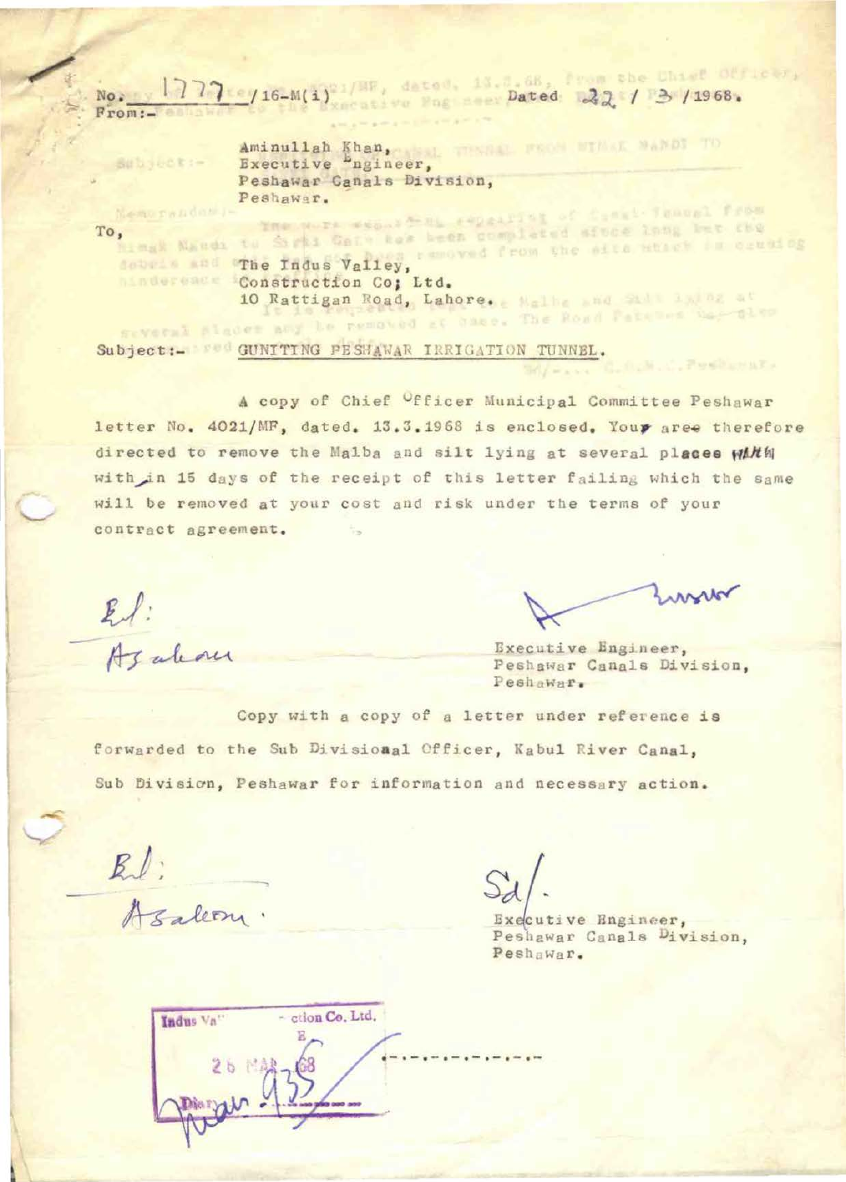No. 1777/16-M(i) Dated 22 / 3 /1968.

From:-

Aminullah Khan,
Executive Engineer,
Peshawar Canals Division,
Peshawar.

To,

The Indus Valley,
Construction Co; Ltd.
10 Rattigan Road, Lahore.

Subject:- GUNITING PESHAWAR IRRIGATION TUNNEL.

A copy of Chief Officer Municipal Committee Peshawar letter No. 4021/MF, dated. 13.3.1968 is enclosed. Your are therefore directed to remove the Malba and silt lying at several places with in 15 days of the receipt of this letter failing which the same will be removed at your cost and risk under the terms of your contract agreement.

Ed:
Azalam

Executive Engineer,
Peshawar Canals Division,
Peshawar.

Copy with a copy of a letter under reference is forwarded to the Sub Divisioaal Officer, Kabul River Canal, Sub Division, Peshawar for information and necessary action.

Ed:
Azalam.

Sd/-
Executive Engineer,
Peshawar Canals Division,
Peshawar.

Indus Va... ction Co. Ltd.
26 MAR 68
Diary 935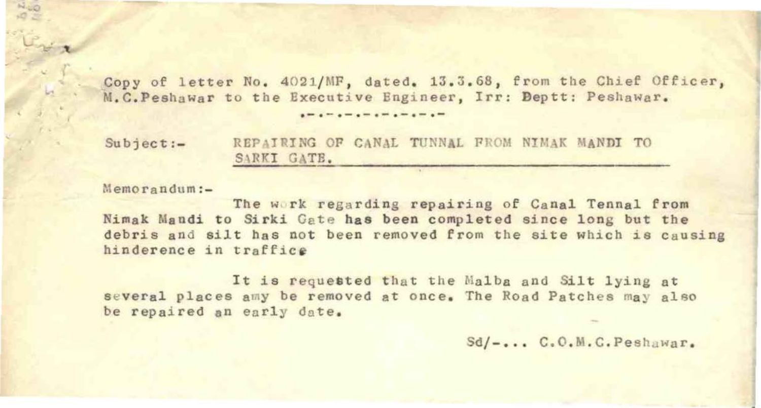Copy of letter No. 4021/MF, dated. 13.3.68, from the Chief Officer, M.C.Peshawar to the Executive Engineer, Irr: Deptt: Peshawar.

.-.-.-.-.-.-.-.-

Subject:- REPAIRING OF CANAL TUNNAL FROM NIMAK MANDI TO SARKI GATE.

Memorandum:-

The work regarding repairing of Canal Tennal from Nimak Mandi to Sirki Gate has been completed since long but the debris and silt has not been removed from the site which is causing hinderence in traffice

It is requested that the Malba and Silt lying at several places amy be removed at once. The Road Patches may also be repaired an early date.

Sd/-... C.O.M.C.Peshawar.